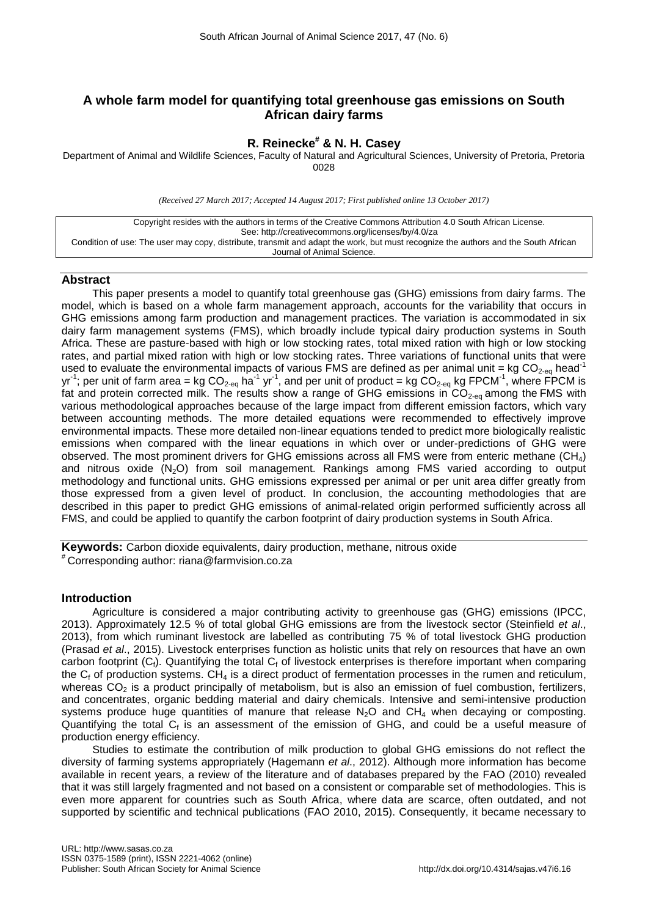# A whole farm model for quantifying total greenhouse gas emissions on South African dairy farms

**R. Reinecke[#] & N. H. Casey**

Department of Animal and Wildlife Sciences, Faculty of Natural and Agricultural Sciences, University of Pretoria, Pretoria 0028

*(Received 27 March 2017; Accepted 14 August 2017; First published online 13 October 2017)*

Copyright resides with the authors in terms of the Creative Commons Attribution 4.0 South African License.
See: http://creativecommons.org/licenses/by/4.0/za
Condition of use: The user may copy, distribute, transmit and adapt the work, but must recognize the authors and the South African Journal of Animal Science.

## Abstract

This paper presents a model to quantify total greenhouse gas (GHG) emissions from dairy farms. The model, which is based on a whole farm management approach, accounts for the variability that occurs in GHG emissions among farm production and management practices. The variation is accommodated in six dairy farm management systems (FMS), which broadly include typical dairy production systems in South Africa. These are pasture-based with high or low stocking rates, total mixed ration with high or low stocking rates, and partial mixed ration with high or low stocking rates. Three variations of functional units that were used to evaluate the environmental impacts of various FMS are defined as per animal unit = kg $CO_{2\text{-eq}}$ head$^{-1}$ yr$^{-1}$; per unit of farm area = kg $CO_{2\text{-eq}}$ ha$^{-1}$ yr$^{-1}$, and per unit of product = kg $CO_{2\text{-eq}}$ kg FPCM$^{-1}$, where FPCM is fat and protein corrected milk. The results show a range of GHG emissions in $CO_{2\text{-eq}}$ among the FMS with various methodological approaches because of the large impact from different emission factors, which vary between accounting methods. The more detailed equations were recommended to effectively improve environmental impacts. These more detailed non-linear equations tended to predict more biologically realistic emissions when compared with the linear equations in which over or under-predictions of GHG were observed. The most prominent drivers for GHG emissions across all FMS were from enteric methane ($CH_4$) and nitrous oxide ($N_2O$) from soil management. Rankings among FMS varied according to output methodology and functional units. GHG emissions expressed per animal or per unit area differ greatly from those expressed from a given level of product. In conclusion, the accounting methodologies that are described in this paper to predict GHG emissions of animal-related origin performed sufficiently across all FMS, and could be applied to quantify the carbon footprint of dairy production systems in South Africa.

**Keywords:** Carbon dioxide equivalents, dairy production, methane, nitrous oxide

[#] Corresponding author: riana@farmvision.co.za

## Introduction

Agriculture is considered a major contributing activity to greenhouse gas (GHG) emissions (IPCC, 2013). Approximately 12.5 % of total global GHG emissions are from the livestock sector (Steinfield *et al*., 2013), from which ruminant livestock are labelled as contributing 75 % of total livestock GHG production (Prasad *et al*., 2015). Livestock enterprises function as holistic units that rely on resources that have an own carbon footprint ($C_f$). Quantifying the total $C_f$ of livestock enterprises is therefore important when comparing the $C_f$ of production systems. $CH_4$ is a direct product of fermentation processes in the rumen and reticulum, whereas $CO_2$ is a product principally of metabolism, but is also an emission of fuel combustion, fertilizers, and concentrates, organic bedding material and dairy chemicals. Intensive and semi-intensive production systems produce huge quantities of manure that release $N_2O$ and $CH_4$ when decaying or composting. Quantifying the total $C_f$ is an assessment of the emission of GHG, and could be a useful measure of production energy efficiency.

Studies to estimate the contribution of milk production to global GHG emissions do not reflect the diversity of farming systems appropriately (Hagemann *et al*., 2012). Although more information has become available in recent years, a review of the literature and of databases prepared by the FAO (2010) revealed that it was still largely fragmented and not based on a consistent or comparable set of methodologies. This is even more apparent for countries such as South Africa, where data are scarce, often outdated, and not supported by scientific and technical publications (FAO 2010, 2015). Consequently, it became necessary to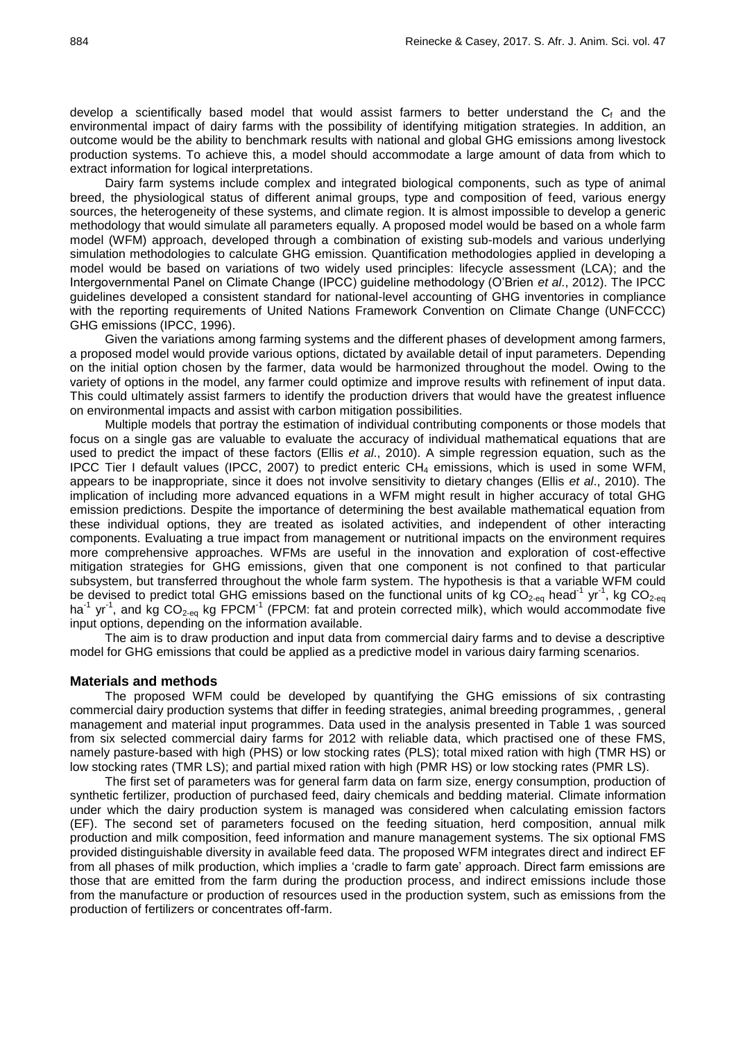develop a scientifically based model that would assist farmers to better understand the $C_f$ and the environmental impact of dairy farms with the possibility of identifying mitigation strategies. In addition, an outcome would be the ability to benchmark results with national and global GHG emissions among livestock production systems. To achieve this, a model should accommodate a large amount of data from which to extract information for logical interpretations.

Dairy farm systems include complex and integrated biological components, such as type of animal breed, the physiological status of different animal groups, type and composition of feed, various energy sources, the heterogeneity of these systems, and climate region. It is almost impossible to develop a generic methodology that would simulate all parameters equally. A proposed model would be based on a whole farm model (WFM) approach, developed through a combination of existing sub-models and various underlying simulation methodologies to calculate GHG emission. Quantification methodologies applied in developing a model would be based on variations of two widely used principles: lifecycle assessment (LCA); and the Intergovernmental Panel on Climate Change (IPCC) guideline methodology (O'Brien *et al*., 2012). The IPCC guidelines developed a consistent standard for national-level accounting of GHG inventories in compliance with the reporting requirements of United Nations Framework Convention on Climate Change (UNFCCC) GHG emissions (IPCC, 1996).

Given the variations among farming systems and the different phases of development among farmers, a proposed model would provide various options, dictated by available detail of input parameters. Depending on the initial option chosen by the farmer, data would be harmonized throughout the model. Owing to the variety of options in the model, any farmer could optimize and improve results with refinement of input data. This could ultimately assist farmers to identify the production drivers that would have the greatest influence on environmental impacts and assist with carbon mitigation possibilities.

Multiple models that portray the estimation of individual contributing components or those models that focus on a single gas are valuable to evaluate the accuracy of individual mathematical equations that are used to predict the impact of these factors (Ellis *et al*., 2010). A simple regression equation, such as the IPCC Tier I default values (IPCC, 2007) to predict enteric $CH_4$ emissions, which is used in some WFM, appears to be inappropriate, since it does not involve sensitivity to dietary changes (Ellis *et al*., 2010). The implication of including more advanced equations in a WFM might result in higher accuracy of total GHG emission predictions. Despite the importance of determining the best available mathematical equation from these individual options, they are treated as isolated activities, and independent of other interacting components. Evaluating a true impact from management or nutritional impacts on the environment requires more comprehensive approaches. WFMs are useful in the innovation and exploration of cost-effective mitigation strategies for GHG emissions, given that one component is not confined to that particular subsystem, but transferred throughout the whole farm system. The hypothesis is that a variable WFM could be devised to predict total GHG emissions based on the functional units of kg $CO_{2\text{-eq}}$ head$^{-1}$ yr$^{-1}$, kg $CO_{2\text{-eq}}$ ha$^{-1}$ yr$^{-1}$, and kg $CO_{2\text{-eq}}$ kg FPCM$^{-1}$ (FPCM: fat and protein corrected milk), which would accommodate five input options, depending on the information available.

The aim is to draw production and input data from commercial dairy farms and to devise a descriptive model for GHG emissions that could be applied as a predictive model in various dairy farming scenarios.

## Materials and methods

The proposed WFM could be developed by quantifying the GHG emissions of six contrasting commercial dairy production systems that differ in feeding strategies, animal breeding programmes, , general management and material input programmes. Data used in the analysis presented in Table 1 was sourced from six selected commercial dairy farms for 2012 with reliable data, which practised one of these FMS, namely pasture-based with high (PHS) or low stocking rates (PLS); total mixed ration with high (TMR HS) or low stocking rates (TMR LS); and partial mixed ration with high (PMR HS) or low stocking rates (PMR LS).

The first set of parameters was for general farm data on farm size, energy consumption, production of synthetic fertilizer, production of purchased feed, dairy chemicals and bedding material. Climate information under which the dairy production system is managed was considered when calculating emission factors (EF). The second set of parameters focused on the feeding situation, herd composition, annual milk production and milk composition, feed information and manure management systems. The six optional FMS provided distinguishable diversity in available feed data. The proposed WFM integrates direct and indirect EF from all phases of milk production, which implies a 'cradle to farm gate' approach. Direct farm emissions are those that are emitted from the farm during the production process, and indirect emissions include those from the manufacture or production of resources used in the production system, such as emissions from the production of fertilizers or concentrates off-farm.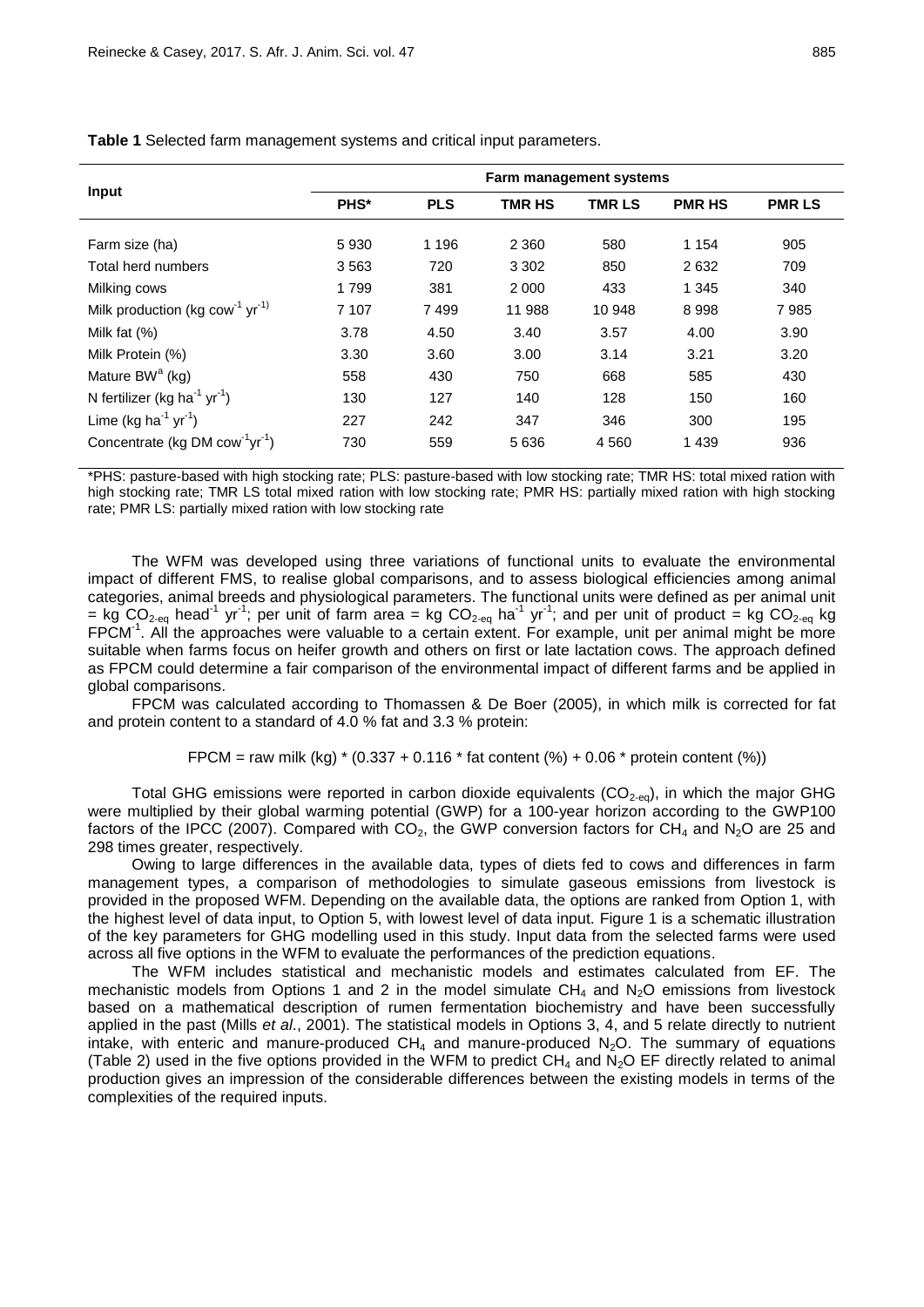**Table 1** Selected farm management systems and critical input parameters.

| Input | Farm management systems | | | | | |
|---|---|---|---|---|---|---|
| | PHS* | PLS | TMR HS | TMR LS | PMR HS | PMR LS |
| Farm size (ha) | 5 930 | 1 196 | 2 360 | 580 | 1 154 | 905 |
| Total herd numbers | 3 563 | 720 | 3 302 | 850 | 2 632 | 709 |
| Milking cows | 1 799 | 381 | 2 000 | 433 | 1 345 | 340 |
| Milk production (kg $cow^{-1}$ $yr^{-1}$) | 7 107 | 7 499 | 11 988 | 10 948 | 8 998 | 7 985 |
| Milk fat (%) | 3.78 | 4.50 | 3.40 | 3.57 | 4.00 | 3.90 |
| Milk Protein (%) | 3.30 | 3.60 | 3.00 | 3.14 | 3.21 | 3.20 |
| Mature BW[a] (kg) | 558 | 430 | 750 | 668 | 585 | 430 |
| N fertilizer (kg $ha^{-1}$ $yr^{-1}$) | 130 | 127 | 140 | 128 | 150 | 160 |
| Lime (kg $ha^{-1}$ $yr^{-1}$) | 227 | 242 | 347 | 346 | 300 | 195 |
| Concentrate (kg DM $cow^{-1}yr^{-1}$) | 730 | 559 | 5 636 | 4 560 | 1 439 | 936 |

*PHS: pasture-based with high stocking rate; PLS: pasture-based with low stocking rate; TMR HS: total mixed ration with high stocking rate; TMR LS total mixed ration with low stocking rate; PMR HS: partially mixed ration with high stocking rate; PMR LS: partially mixed ration with low stocking rate

The WFM was developed using three variations of functional units to evaluate the environmental impact of different FMS, to realise global comparisons, and to assess biological efficiencies among animal categories, animal breeds and physiological parameters. The functional units were defined as per animal unit = kg $CO_{2\text{-eq}}$ $head^{-1}$ $yr^{-1}$; per unit of farm area = kg $CO_{2\text{-eq}}$ $ha^{-1}$ $yr^{-1}$; and per unit of product = kg $CO_{2\text{-eq}}$ kg $FPCM^{-1}$. All the approaches were valuable to a certain extent. For example, unit per animal might be more suitable when farms focus on heifer growth and others on first or late lactation cows. The approach defined as FPCM could determine a fair comparison of the environmental impact of different farms and be applied in global comparisons.

FPCM was calculated according to Thomassen & De Boer (2005), in which milk is corrected for fat and protein content to a standard of 4.0 % fat and 3.3 % protein:

$$\text{FPCM} = \text{raw milk (kg)} * (0.337 + 0.116 * \text{fat content (\%)} + 0.06 * \text{protein content (\%)})$$

Total GHG emissions were reported in carbon dioxide equivalents ($CO_{2\text{-eq}}$), in which the major GHG were multiplied by their global warming potential (GWP) for a 100-year horizon according to the GWP100 factors of the IPCC (2007). Compared with $CO_2$, the GWP conversion factors for $CH_4$ and $N_2O$ are 25 and 298 times greater, respectively.

Owing to large differences in the available data, types of diets fed to cows and differences in farm management types, a comparison of methodologies to simulate gaseous emissions from livestock is provided in the proposed WFM. Depending on the available data, the options are ranked from Option 1, with the highest level of data input, to Option 5, with lowest level of data input. Figure 1 is a schematic illustration of the key parameters for GHG modelling used in this study. Input data from the selected farms were used across all five options in the WFM to evaluate the performances of the prediction equations.

The WFM includes statistical and mechanistic models and estimates calculated from EF. The mechanistic models from Options 1 and 2 in the model simulate $CH_4$ and $N_2O$ emissions from livestock based on a mathematical description of rumen fermentation biochemistry and have been successfully applied in the past (Mills *et al*., 2001). The statistical models in Options 3, 4, and 5 relate directly to nutrient intake, with enteric and manure-produced $CH_4$ and manure-produced $N_2O$. The summary of equations (Table 2) used in the five options provided in the WFM to predict $CH_4$ and $N_2O$ EF directly related to animal production gives an impression of the considerable differences between the existing models in terms of the complexities of the required inputs.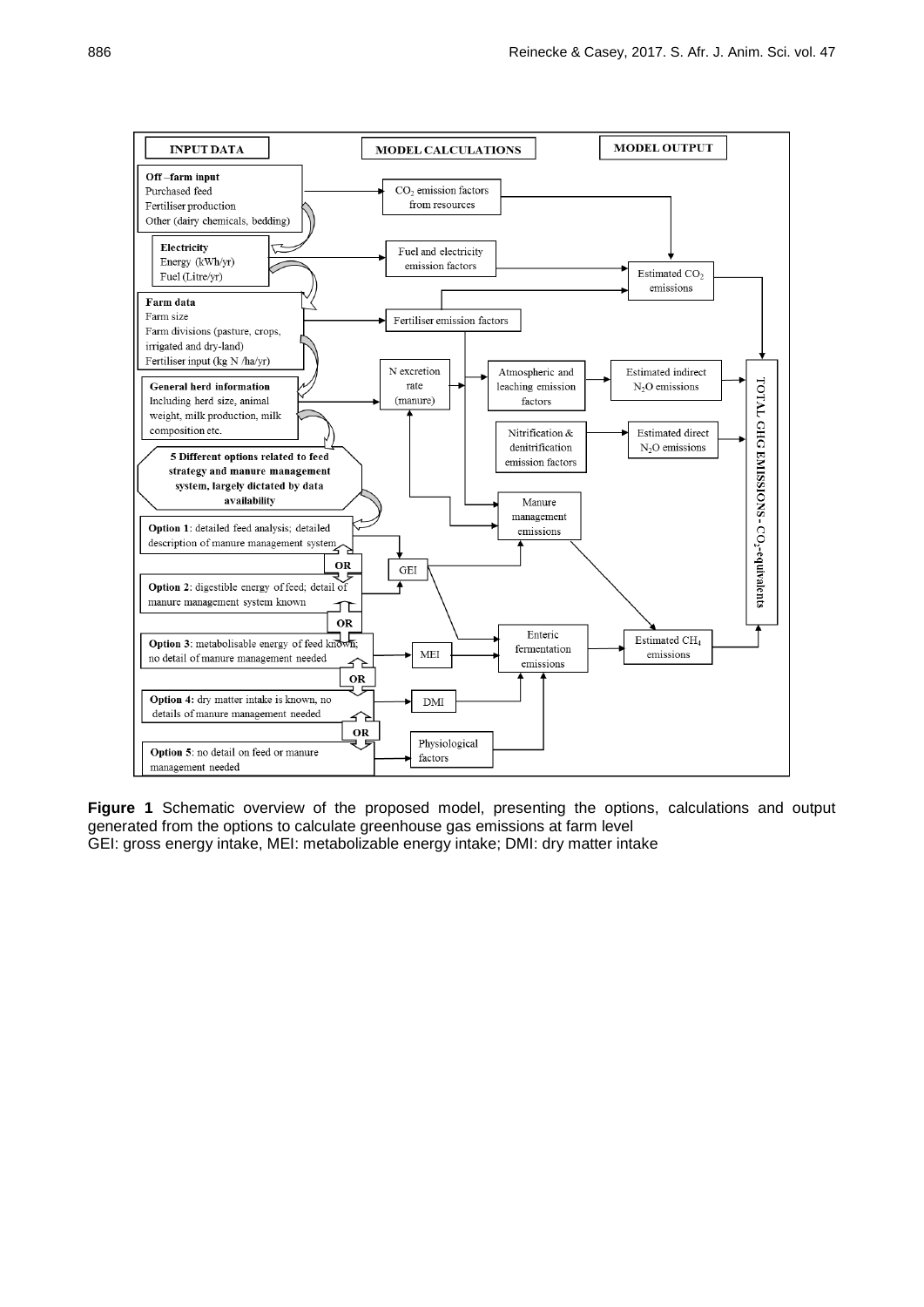**INPUT DATA** | **MODEL CALCULATIONS** | **MODEL OUTPUT**

**Off –farm input**
Purchased feed
Fertiliser production
Other (dairy chemicals, bedding)

**Electricity**
Energy (kWh/yr)
Fuel (Litre/yr)

**Farm data**
Farm size
Farm divisions (pasture, crops, irrigated and dry-land)
Fertiliser input (kg N /ha/yr)

**General herd information**
Including herd size, animal weight, milk production, milk composition etc.

**5 Different options related to feed strategy and manure management system, largely dictated by data availability**

**Option 1**: detailed feed analysis; detailed description of manure management system

OR

**Option 2**: digestible energy of feed; detail of manure management system known

OR

**Option 3**: metabolisable energy of feed known; no detail of manure management needed

OR

**Option 4:** dry matter intake is known, no details of manure management needed

OR

**Option 5**: no detail on feed or manure management needed

$CO_2$ emission factors from resources

Fuel and electricity emission factors

Fertiliser emission factors

N excretion rate (manure)

Atmospheric and leaching emission factors

Nitrification & denitrification emission factors

Manure management emissions

GEI

MEI

DMI

Physiological factors

Enteric fermentation emissions

Estimated $CO_2$ emissions

Estimated indirect $N_2O$ emissions

Estimated direct $N_2O$ emissions

Estimated $CH_4$ emissions

TOTAL GHG EMISSIONS - $CO_2$-equivalents

**Figure 1** Schematic overview of the proposed model, presenting the options, calculations and output generated from the options to calculate greenhouse gas emissions at farm level
GEI: gross energy intake, MEI: metabolizable energy intake; DMI: dry matter intake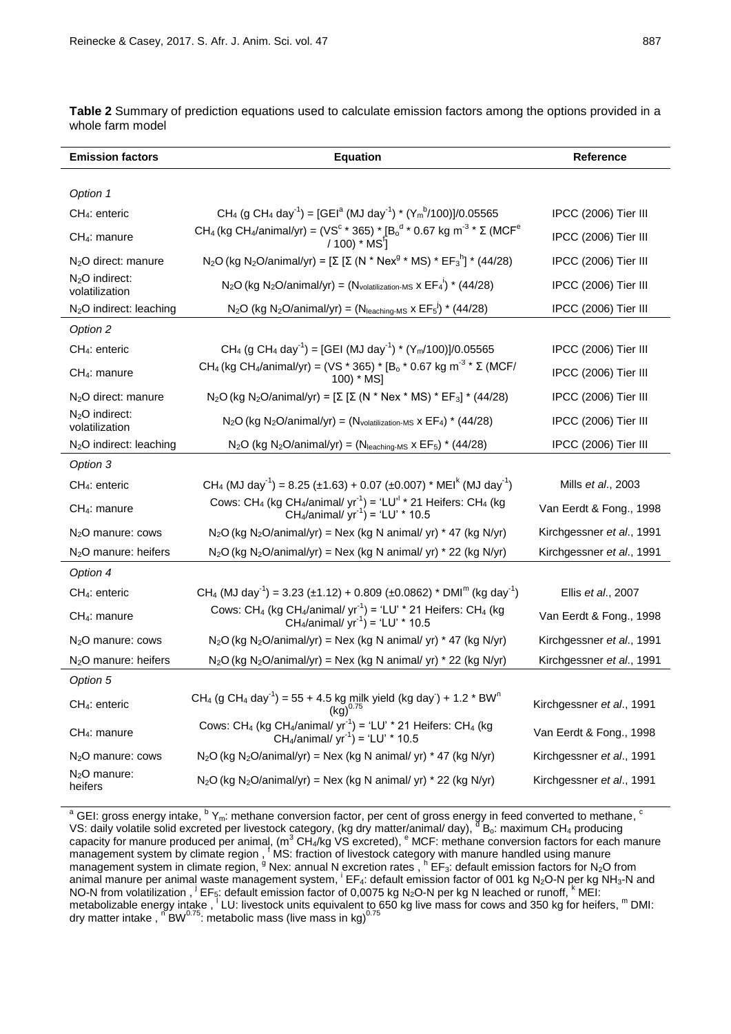**Table 2** Summary of prediction equations used to calculate emission factors among the options provided in a whole farm model

| Emission factors | Equation | Reference |
|---|---|---|
| *Option 1* | | |
| $CH_4$: enteric | $CH_4$ (g $CH_4$ day$^{-1}$) = [GEI[a] (MJ day$^{-1}$) * ($Y_m$[b]/100)]/0.05565 | IPCC (2006) Tier III |
| $CH_4$: manure | $CH_4$ (kg $CH_4$/animal/yr) = (VS[c] * 365) * [$B_o$[d] * 0.67 kg m$^{-3}$ * Σ (MCF[e] / 100) * MS[f]] | IPCC (2006) Tier III |
| $N_2O$ direct: manure | $N_2O$ (kg $N_2O$/animal/yr) = [Σ [Σ (N * Nex[g] * MS) * $EF_3$[h]] * (44/28) | IPCC (2006) Tier III |
| $N_2O$ indirect: volatilization | $N_2O$ (kg $N_2O$/animal/yr) = ($N_{volatilization-MS}$ x $EF_4$[i]) * (44/28) | IPCC (2006) Tier III |
| $N_2O$ indirect: leaching | $N_2O$ (kg $N_2O$/animal/yr) = ($N_{leaching-MS}$ x $EF_5$[j]) * (44/28) | IPCC (2006) Tier III |
| *Option 2* | | |
| $CH_4$: enteric | $CH_4$ (g $CH_4$ day$^{-1}$) = [GEI (MJ day$^{-1}$) * ($Y_m$/100)]/0.05565 | IPCC (2006) Tier III |
| $CH_4$: manure | $CH_4$ (kg $CH_4$/animal/yr) = (VS * 365) * [$B_o$ * 0.67 kg m$^{-3}$ * Σ (MCF/ 100) * MS] | IPCC (2006) Tier III |
| $N_2O$ direct: manure | $N_2O$ (kg $N_2O$/animal/yr) = [Σ [Σ (N * Nex * MS) * $EF_3$] * (44/28) | IPCC (2006) Tier III |
| $N_2O$ indirect: volatilization | $N_2O$ (kg $N_2O$/animal/yr) = ($N_{volatilization-MS}$ x $EF_4$) * (44/28) | IPCC (2006) Tier III |
| $N_2O$ indirect: leaching | $N_2O$ (kg $N_2O$/animal/yr) = ($N_{leaching-MS}$ x $EF_5$) * (44/28) | IPCC (2006) Tier III |
| *Option 3* | | |
| $CH_4$: enteric | $CH_4$ (MJ day$^{-1}$) = 8.25 (±1.63) + 0.07 (±0.007) * MEI[k] (MJ day$^{-1}$) | Mills *et al*., 2003 |
| $CH_4$: manure | Cows: $CH_4$ (kg $CH_4$/animal/ yr$^{-1}$) = 'LU'[l] * 21 Heifers: $CH_4$ (kg $CH_4$/animal/ yr$^{-1}$) = 'LU' * 10.5 | Van Eerdt & Fong., 1998 |
| $N_2O$ manure: cows | $N_2O$ (kg $N_2O$/animal/yr) = Nex (kg N animal/ yr) * 47 (kg N/yr) | Kirchgessner *et al*., 1991 |
| $N_2O$ manure: heifers | $N_2O$ (kg $N_2O$/animal/yr) = Nex (kg N animal/ yr) * 22 (kg N/yr) | Kirchgessner *et al*., 1991 |
| *Option 4* | | |
| $CH_4$: enteric | $CH_4$ (MJ day$^{-1}$) = 3.23 (±1.12) + 0.809 (±0.0862) * DMI[m] (kg day$^{-1}$) | Ellis *et al*., 2007 |
| $CH_4$: manure | Cows: $CH_4$ (kg $CH_4$/animal/ yr$^{-1}$) = 'LU' * 21 Heifers: $CH_4$ (kg $CH_4$/animal/ yr$^{-1}$) = 'LU' * 10.5 | Van Eerdt & Fong., 1998 |
| $N_2O$ manure: cows | $N_2O$ (kg $N_2O$/animal/yr) = Nex (kg N animal/ yr) * 47 (kg N/yr) | Kirchgessner *et al*., 1991 |
| $N_2O$ manure: heifers | $N_2O$ (kg $N_2O$/animal/yr) = Nex (kg N animal/ yr) * 22 (kg N/yr) | Kirchgessner *et al*., 1991 |
| *Option 5* | | |
| $CH_4$: enteric | $CH_4$ (g $CH_4$ day$^{-1}$) = 55 + 4.5 kg milk yield (kg day$^{-}$) + 1.2 * BW[n] (kg)$^{0.75}$ | Kirchgessner *et al*., 1991 |
| $CH_4$: manure | Cows: $CH_4$ (kg $CH_4$/animal/ yr$^{-1}$) = 'LU' * 21 Heifers: $CH_4$ (kg $CH_4$/animal/ yr$^{-1}$) = 'LU' * 10.5 | Van Eerdt & Fong., 1998 |
| $N_2O$ manure: cows | $N_2O$ (kg $N_2O$/animal/yr) = Nex (kg N animal/ yr) * 47 (kg N/yr) | Kirchgessner *et al*., 1991 |
| $N_2O$ manure: heifers | $N_2O$ (kg $N_2O$/animal/yr) = Nex (kg N animal/ yr) * 22 (kg N/yr) | Kirchgessner *et al*., 1991 |

[a] GEI: gross energy intake, [b] $Y_m$: methane conversion factor, per cent of gross energy in feed converted to methane, [c] VS: daily volatile solid excreted per livestock category, (kg dry matter/animal/ day), [d] $B_o$: maximum $CH_4$ producing capacity for manure produced per animal, (m$^3$ $CH_4$/kg VS excreted), [e] MCF: methane conversion factors for each manure management system by climate region , [f] MS: fraction of livestock category with manure handled using manure management system in climate region, [g] Nex: annual N excretion rates , [h] $EF_3$: default emission factors for $N_2O$ from animal manure per animal waste management system, [i] $EF_4$: default emission factor of 001 kg $N_2O$-N per kg $NH_3$-N and NO-N from volatilization , [j] $EF_5$: default emission factor of 0,0075 kg $N_2O$-N per kg N leached or runoff, [k] MEI: metabolizable energy intake , [l] LU: livestock units equivalent to 650 kg live mass for cows and 350 kg for heifers, [m] DMI: dry matter intake , [n] $BW^{0.75}$: metabolic mass (live mass in kg)$^{0.75}$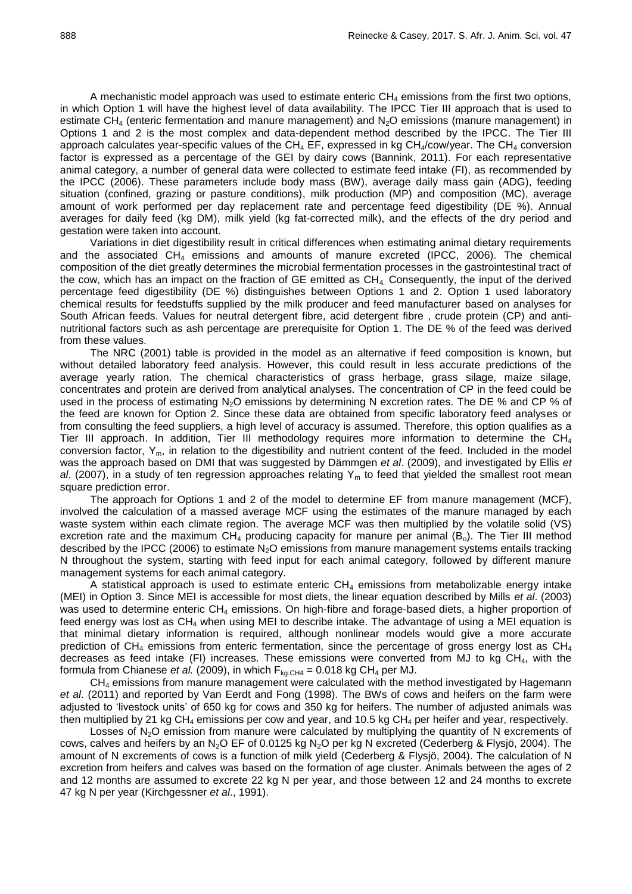A mechanistic model approach was used to estimate enteric $CH_4$ emissions from the first two options, in which Option 1 will have the highest level of data availability. The IPCC Tier III approach that is used to estimate $CH_4$ (enteric fermentation and manure management) and $N_2O$ emissions (manure management) in Options 1 and 2 is the most complex and data-dependent method described by the IPCC. The Tier III approach calculates year-specific values of the $CH_4$ EF, expressed in kg $CH_4$/cow/year. The $CH_4$ conversion factor is expressed as a percentage of the GEI by dairy cows (Bannink, 2011). For each representative animal category, a number of general data were collected to estimate feed intake (FI), as recommended by the IPCC (2006). These parameters include body mass (BW), average daily mass gain (ADG), feeding situation (confined, grazing or pasture conditions), milk production (MP) and composition (MC), average amount of work performed per day replacement rate and percentage feed digestibility (DE %). Annual averages for daily feed (kg DM), milk yield (kg fat-corrected milk), and the effects of the dry period and gestation were taken into account.

Variations in diet digestibility result in critical differences when estimating animal dietary requirements and the associated $CH_4$ emissions and amounts of manure excreted (IPCC, 2006). The chemical composition of the diet greatly determines the microbial fermentation processes in the gastrointestinal tract of the cow, which has an impact on the fraction of GE emitted as $CH_4$. Consequently, the input of the derived percentage feed digestibility (DE %) distinguishes between Options 1 and 2. Option 1 used laboratory chemical results for feedstuffs supplied by the milk producer and feed manufacturer based on analyses for South African feeds. Values for neutral detergent fibre, acid detergent fibre , crude protein (CP) and anti-nutritional factors such as ash percentage are prerequisite for Option 1. The DE % of the feed was derived from these values.

The NRC (2001) table is provided in the model as an alternative if feed composition is known, but without detailed laboratory feed analysis. However, this could result in less accurate predictions of the average yearly ration. The chemical characteristics of grass herbage, grass silage, maize silage, concentrates and protein are derived from analytical analyses. The concentration of CP in the feed could be used in the process of estimating $N_2O$ emissions by determining N excretion rates. The DE % and CP % of the feed are known for Option 2. Since these data are obtained from specific laboratory feed analyses or from consulting the feed suppliers, a high level of accuracy is assumed. Therefore, this option qualifies as a Tier III approach. In addition, Tier III methodology requires more information to determine the $CH_4$ conversion factor, $Y_m$, in relation to the digestibility and nutrient content of the feed. Included in the model was the approach based on DMI that was suggested by Dämmgen *et al*. (2009), and investigated by Ellis *et al*. (2007), in a study of ten regression approaches relating $Y_m$ to feed that yielded the smallest root mean square prediction error.

The approach for Options 1 and 2 of the model to determine EF from manure management (MCF), involved the calculation of a massed average MCF using the estimates of the manure managed by each waste system within each climate region. The average MCF was then multiplied by the volatile solid (VS) excretion rate and the maximum $CH_4$ producing capacity for manure per animal ($B_o$). The Tier III method described by the IPCC (2006) to estimate $N_2O$ emissions from manure management systems entails tracking N throughout the system, starting with feed input for each animal category, followed by different manure management systems for each animal category.

A statistical approach is used to estimate enteric $CH_4$ emissions from metabolizable energy intake (MEI) in Option 3. Since MEI is accessible for most diets, the linear equation described by Mills *et al*. (2003) was used to determine enteric $CH_4$ emissions. On high-fibre and forage-based diets, a higher proportion of feed energy was lost as $CH_4$ when using MEI to describe intake. The advantage of using a MEI equation is that minimal dietary information is required, although nonlinear models would give a more accurate prediction of $CH_4$ emissions from enteric fermentation, since the percentage of gross energy lost as $CH_4$ decreases as feed intake (FI) increases. These emissions were converted from MJ to kg $CH_4$, with the formula from Chianese *et al.* (2009), in which $F_{kg,CH4}$ = 0.018 kg $CH_4$ per MJ.

$CH_4$ emissions from manure management were calculated with the method investigated by Hagemann *et al*. (2011) and reported by Van Eerdt and Fong (1998). The BWs of cows and heifers on the farm were adjusted to 'livestock units' of 650 kg for cows and 350 kg for heifers. The number of adjusted animals was then multiplied by 21 kg $CH_4$ emissions per cow and year, and 10.5 kg $CH_4$ per heifer and year, respectively.

Losses of $N_2O$ emission from manure were calculated by multiplying the quantity of N excrements of cows, calves and heifers by an $N_2O$ EF of 0.0125 kg $N_2O$ per kg N excreted (Cederberg & Flysjö, 2004). The amount of N excrements of cows is a function of milk yield (Cederberg & Flysjö, 2004). The calculation of N excretion from heifers and calves was based on the formation of age cluster. Animals between the ages of 2 and 12 months are assumed to excrete 22 kg N per year, and those between 12 and 24 months to excrete 47 kg N per year (Kirchgessner *et al*., 1991).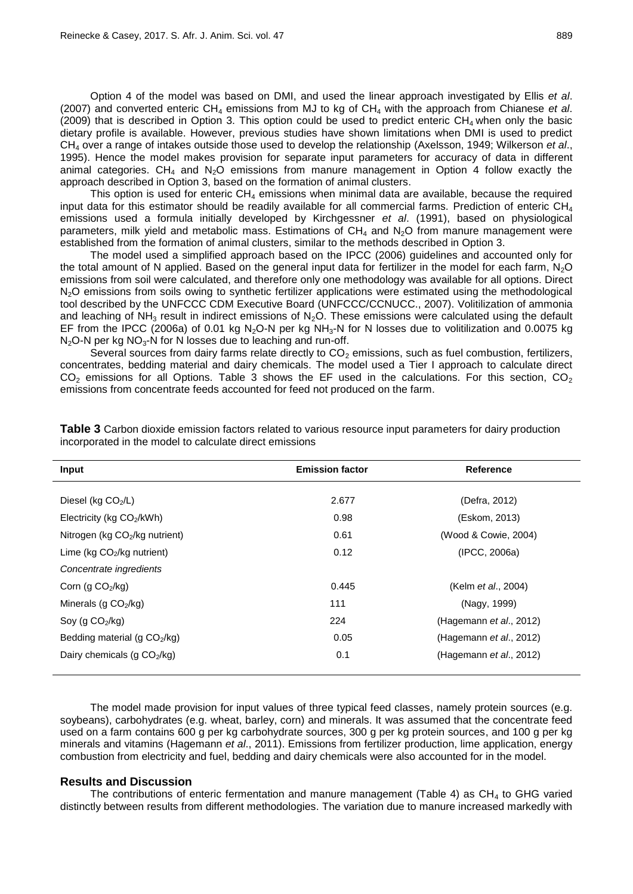Option 4 of the model was based on DMI, and used the linear approach investigated by Ellis *et al*. (2007) and converted enteric $CH_4$ emissions from MJ to kg of $CH_4$ with the approach from Chianese *et al*. (2009) that is described in Option 3. This option could be used to predict enteric $CH_4$ when only the basic dietary profile is available. However, previous studies have shown limitations when DMI is used to predict $CH_4$ over a range of intakes outside those used to develop the relationship (Axelsson, 1949; Wilkerson *et al*., 1995). Hence the model makes provision for separate input parameters for accuracy of data in different animal categories. $CH_4$ and $N_2O$ emissions from manure management in Option 4 follow exactly the approach described in Option 3, based on the formation of animal clusters.

This option is used for enteric $CH_4$ emissions when minimal data are available, because the required input data for this estimator should be readily available for all commercial farms. Prediction of enteric $CH_4$ emissions used a formula initially developed by Kirchgessner *et al*. (1991), based on physiological parameters, milk yield and metabolic mass. Estimations of $CH_4$ and $N_2O$ from manure management were established from the formation of animal clusters, similar to the methods described in Option 3.

The model used a simplified approach based on the IPCC (2006) guidelines and accounted only for the total amount of N applied. Based on the general input data for fertilizer in the model for each farm, $N_2O$ emissions from soil were calculated, and therefore only one methodology was available for all options. Direct $N_2O$ emissions from soils owing to synthetic fertilizer applications were estimated using the methodological tool described by the UNFCCC CDM Executive Board (UNFCCC/CCNUCC., 2007). Volitilization of ammonia and leaching of $NH_3$ result in indirect emissions of $N_2O$. These emissions were calculated using the default EF from the IPCC (2006a) of 0.01 kg $N_2O$-N per kg $NH_3$-N for N losses due to volitilization and 0.0075 kg $N_2O$-N per kg $NO_3$-N for N losses due to leaching and run-off.

Several sources from dairy farms relate directly to $CO_2$ emissions, such as fuel combustion, fertilizers, concentrates, bedding material and dairy chemicals. The model used a Tier I approach to calculate direct $CO_2$ emissions for all Options. Table 3 shows the EF used in the calculations. For this section, $CO_2$ emissions from concentrate feeds accounted for feed not produced on the farm.

**Table 3** Carbon dioxide emission factors related to various resource input parameters for dairy production incorporated in the model to calculate direct emissions

| Input | Emission factor | Reference |
|---|---|---|
| Diesel (kg $CO_2$/L) | 2.677 | (Defra, 2012) |
| Electricity (kg $CO_2$/kWh) | 0.98 | (Eskom, 2013) |
| Nitrogen (kg $CO_2$/kg nutrient) | 0.61 | (Wood & Cowie, 2004) |
| Lime (kg $CO_2$/kg nutrient) | 0.12 | (IPCC, 2006a) |
| *Concentrate ingredients* | | |
| Corn (g $CO_2$/kg) | 0.445 | (Kelm *et al*., 2004) |
| Minerals (g $CO_2$/kg) | 111 | (Nagy, 1999) |
| Soy (g $CO_2$/kg) | 224 | (Hagemann *et al*., 2012) |
| Bedding material (g $CO_2$/kg) | 0.05 | (Hagemann *et al*., 2012) |
| Dairy chemicals (g $CO_2$/kg) | 0.1 | (Hagemann *et al*., 2012) |

The model made provision for input values of three typical feed classes, namely protein sources (e.g. soybeans), carbohydrates (e.g. wheat, barley, corn) and minerals. It was assumed that the concentrate feed used on a farm contains 600 g per kg carbohydrate sources, 300 g per kg protein sources, and 100 g per kg minerals and vitamins (Hagemann *et al*., 2011). Emissions from fertilizer production, lime application, energy combustion from electricity and fuel, bedding and dairy chemicals were also accounted for in the model.

## Results and Discussion

The contributions of enteric fermentation and manure management (Table 4) as $CH_4$ to GHG varied distinctly between results from different methodologies. The variation due to manure increased markedly with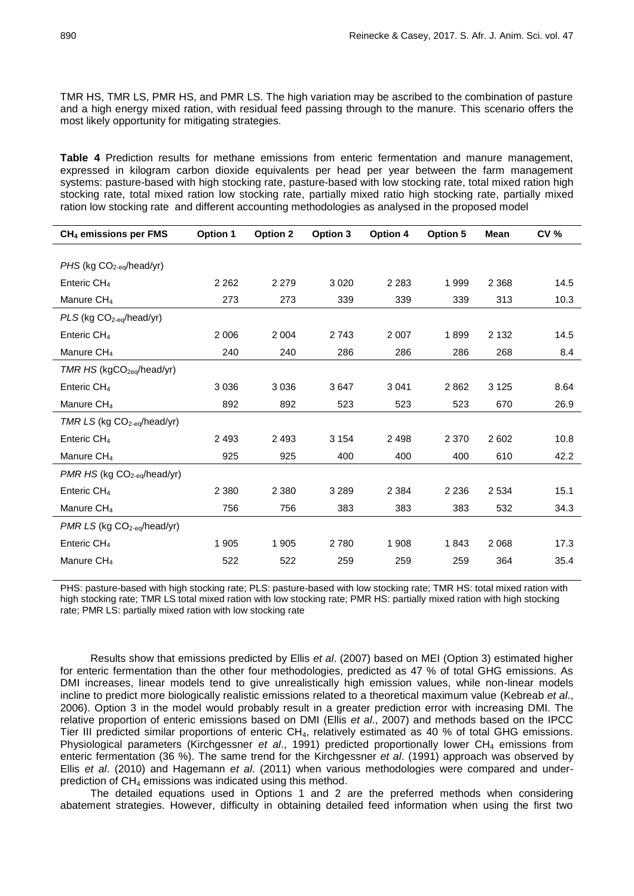TMR HS, TMR LS, PMR HS, and PMR LS. The high variation may be ascribed to the combination of pasture and a high energy mixed ration, with residual feed passing through to the manure. This scenario offers the most likely opportunity for mitigating strategies.

**Table 4** Prediction results for methane emissions from enteric fermentation and manure management, expressed in kilogram carbon dioxide equivalents per head per year between the farm management systems: pasture-based with high stocking rate, pasture-based with low stocking rate, total mixed ration high stocking rate, total mixed ration low stocking rate, partially mixed ratio high stocking rate, partially mixed ration low stocking rate and different accounting methodologies as analysed in the proposed model

| $CH_4$ emissions per FMS | Option 1 | Option 2 | Option 3 | Option 4 | Option 5 | Mean | CV % |
|---|---|---|---|---|---|---|---|
| *PHS* (kg $CO_{2\text{-eq}}$/head/yr) | | | | | | | |
| Enteric $CH_4$ | 2 262 | 2 279 | 3 020 | 2 283 | 1 999 | 2 368 | 14.5 |
| Manure $CH_4$ | 273 | 273 | 339 | 339 | 339 | 313 | 10.3 |
| *PLS* (kg $CO_{2\text{-eq}}$/head/yr) | | | | | | | |
| Enteric $CH_4$ | 2 006 | 2 004 | 2 743 | 2 007 | 1 899 | 2 132 | 14.5 |
| Manure $CH_4$ | 240 | 240 | 286 | 286 | 286 | 268 | 8.4 |
| *TMR HS* (kg$CO_{2eq}$/head/yr) | | | | | | | |
| Enteric $CH_4$ | 3 036 | 3 036 | 3 647 | 3 041 | 2 862 | 3 125 | 8.64 |
| Manure $CH_4$ | 892 | 892 | 523 | 523 | 523 | 670 | 26.9 |
| *TMR LS* (kg $CO_{2\text{-eq}}$/head/yr) | | | | | | | |
| Enteric $CH_4$ | 2 493 | 2 493 | 3 154 | 2 498 | 2 370 | 2 602 | 10.8 |
| Manure $CH_4$ | 925 | 925 | 400 | 400 | 400 | 610 | 42.2 |
| *PMR HS* (kg $CO_{2\text{-eq}}$/head/yr) | | | | | | | |
| Enteric $CH_4$ | 2 380 | 2 380 | 3 289 | 2 384 | 2 236 | 2 534 | 15.1 |
| Manure $CH_4$ | 756 | 756 | 383 | 383 | 383 | 532 | 34.3 |
| *PMR LS* (kg $CO_{2\text{-eq}}$/head/yr) | | | | | | | |
| Enteric $CH_4$ | 1 905 | 1 905 | 2 780 | 1 908 | 1 843 | 2 068 | 17.3 |
| Manure $CH_4$ | 522 | 522 | 259 | 259 | 259 | 364 | 35.4 |

PHS: pasture-based with high stocking rate; PLS: pasture-based with low stocking rate; TMR HS: total mixed ration with high stocking rate; TMR LS total mixed ration with low stocking rate; PMR HS: partially mixed ration with high stocking rate; PMR LS: partially mixed ration with low stocking rate

Results show that emissions predicted by Ellis *et al*. (2007) based on MEI (Option 3) estimated higher for enteric fermentation than the other four methodologies, predicted as 47 % of total GHG emissions. As DMI increases, linear models tend to give unrealistically high emission values, while non-linear models incline to predict more biologically realistic emissions related to a theoretical maximum value (Kebreab *et al*., 2006). Option 3 in the model would probably result in a greater prediction error with increasing DMI. The relative proportion of enteric emissions based on DMI (Ellis *et al*., 2007) and methods based on the IPCC Tier III predicted similar proportions of enteric $CH_4$, relatively estimated as 40 % of total GHG emissions. Physiological parameters (Kirchgessner *et al*., 1991) predicted proportionally lower $CH_4$ emissions from enteric fermentation (36 %). The same trend for the Kirchgessner *et al*. (1991) approach was observed by Ellis *et al*. (2010) and Hagemann *et al*. (2011) when various methodologies were compared and under-prediction of $CH_4$ emissions was indicated using this method.

The detailed equations used in Options 1 and 2 are the preferred methods when considering abatement strategies. However, difficulty in obtaining detailed feed information when using the first two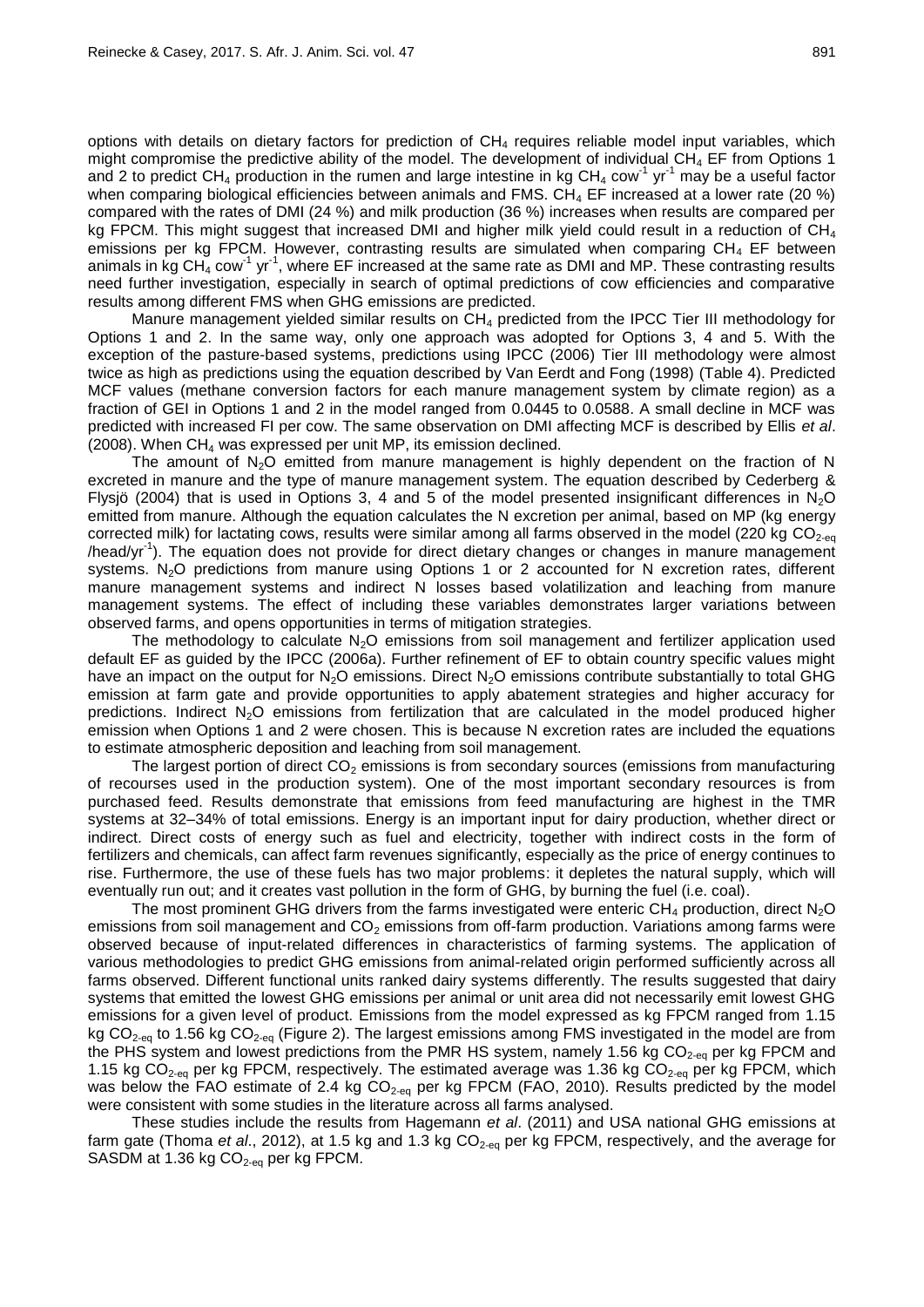options with details on dietary factors for prediction of $CH_4$ requires reliable model input variables, which might compromise the predictive ability of the model. The development of individual $CH_4$ EF from Options 1 and 2 to predict $CH_4$ production in the rumen and large intestine in kg $CH_4$ $cow^{-1}$ $yr^{-1}$ may be a useful factor when comparing biological efficiencies between animals and FMS. $CH_4$ EF increased at a lower rate (20 %) compared with the rates of DMI (24 %) and milk production (36 %) increases when results are compared per kg FPCM. This might suggest that increased DMI and higher milk yield could result in a reduction of $CH_4$ emissions per kg FPCM. However, contrasting results are simulated when comparing $CH_4$ EF between animals in kg $CH_4$ $cow^{-1}$ $yr^{-1}$, where EF increased at the same rate as DMI and MP. These contrasting results need further investigation, especially in search of optimal predictions of cow efficiencies and comparative results among different FMS when GHG emissions are predicted.

Manure management yielded similar results on $CH_4$ predicted from the IPCC Tier III methodology for Options 1 and 2. In the same way, only one approach was adopted for Options 3, 4 and 5. With the exception of the pasture-based systems, predictions using IPCC (2006) Tier III methodology were almost twice as high as predictions using the equation described by Van Eerdt and Fong (1998) (Table 4). Predicted MCF values (methane conversion factors for each manure management system by climate region) as a fraction of GEI in Options 1 and 2 in the model ranged from 0.0445 to 0.0588. A small decline in MCF was predicted with increased FI per cow. The same observation on DMI affecting MCF is described by Ellis *et al*. (2008). When $CH_4$ was expressed per unit MP, its emission declined.

The amount of $N_2O$ emitted from manure management is highly dependent on the fraction of N excreted in manure and the type of manure management system. The equation described by Cederberg & Flysjö (2004) that is used in Options 3, 4 and 5 of the model presented insignificant differences in $N_2O$ emitted from manure. Although the equation calculates the N excretion per animal, based on MP (kg energy corrected milk) for lactating cows, results were similar among all farms observed in the model (220 kg $CO_{2\text{-eq}}$ /head/$yr^{-1}$). The equation does not provide for direct dietary changes or changes in manure management systems. $N_2O$ predictions from manure using Options 1 or 2 accounted for N excretion rates, different manure management systems and indirect N losses based volatilization and leaching from manure management systems. The effect of including these variables demonstrates larger variations between observed farms, and opens opportunities in terms of mitigation strategies.

The methodology to calculate $N_2O$ emissions from soil management and fertilizer application used default EF as guided by the IPCC (2006a). Further refinement of EF to obtain country specific values might have an impact on the output for $N_2O$ emissions. Direct $N_2O$ emissions contribute substantially to total GHG emission at farm gate and provide opportunities to apply abatement strategies and higher accuracy for predictions. Indirect $N_2O$ emissions from fertilization that are calculated in the model produced higher emission when Options 1 and 2 were chosen. This is because N excretion rates are included the equations to estimate atmospheric deposition and leaching from soil management.

The largest portion of direct $CO_2$ emissions is from secondary sources (emissions from manufacturing of recourses used in the production system). One of the most important secondary resources is from purchased feed. Results demonstrate that emissions from feed manufacturing are highest in the TMR systems at 32–34% of total emissions. Energy is an important input for dairy production, whether direct or indirect. Direct costs of energy such as fuel and electricity, together with indirect costs in the form of fertilizers and chemicals, can affect farm revenues significantly, especially as the price of energy continues to rise. Furthermore, the use of these fuels has two major problems: it depletes the natural supply, which will eventually run out; and it creates vast pollution in the form of GHG, by burning the fuel (i.e. coal).

The most prominent GHG drivers from the farms investigated were enteric $CH_4$ production, direct $N_2O$ emissions from soil management and $CO_2$ emissions from off-farm production. Variations among farms were observed because of input-related differences in characteristics of farming systems. The application of various methodologies to predict GHG emissions from animal-related origin performed sufficiently across all farms observed. Different functional units ranked dairy systems differently. The results suggested that dairy systems that emitted the lowest GHG emissions per animal or unit area did not necessarily emit lowest GHG emissions for a given level of product. Emissions from the model expressed as kg FPCM ranged from 1.15 kg $CO_{2\text{-eq}}$ to 1.56 kg $CO_{2\text{-eq}}$ (Figure 2). The largest emissions among FMS investigated in the model are from the PHS system and lowest predictions from the PMR HS system, namely 1.56 kg $CO_{2\text{-eq}}$ per kg FPCM and 1.15 kg $CO_{2\text{-eq}}$ per kg FPCM, respectively. The estimated average was 1.36 kg $CO_{2\text{-eq}}$ per kg FPCM, which was below the FAO estimate of 2.4 kg $CO_{2\text{-eq}}$ per kg FPCM (FAO, 2010). Results predicted by the model were consistent with some studies in the literature across all farms analysed.

These studies include the results from Hagemann *et al*. (2011) and USA national GHG emissions at farm gate (Thoma *et al*., 2012), at 1.5 kg and 1.3 kg $CO_{2\text{-eq}}$ per kg FPCM, respectively, and the average for SASDM at 1.36 kg $CO_{2\text{-eq}}$ per kg FPCM.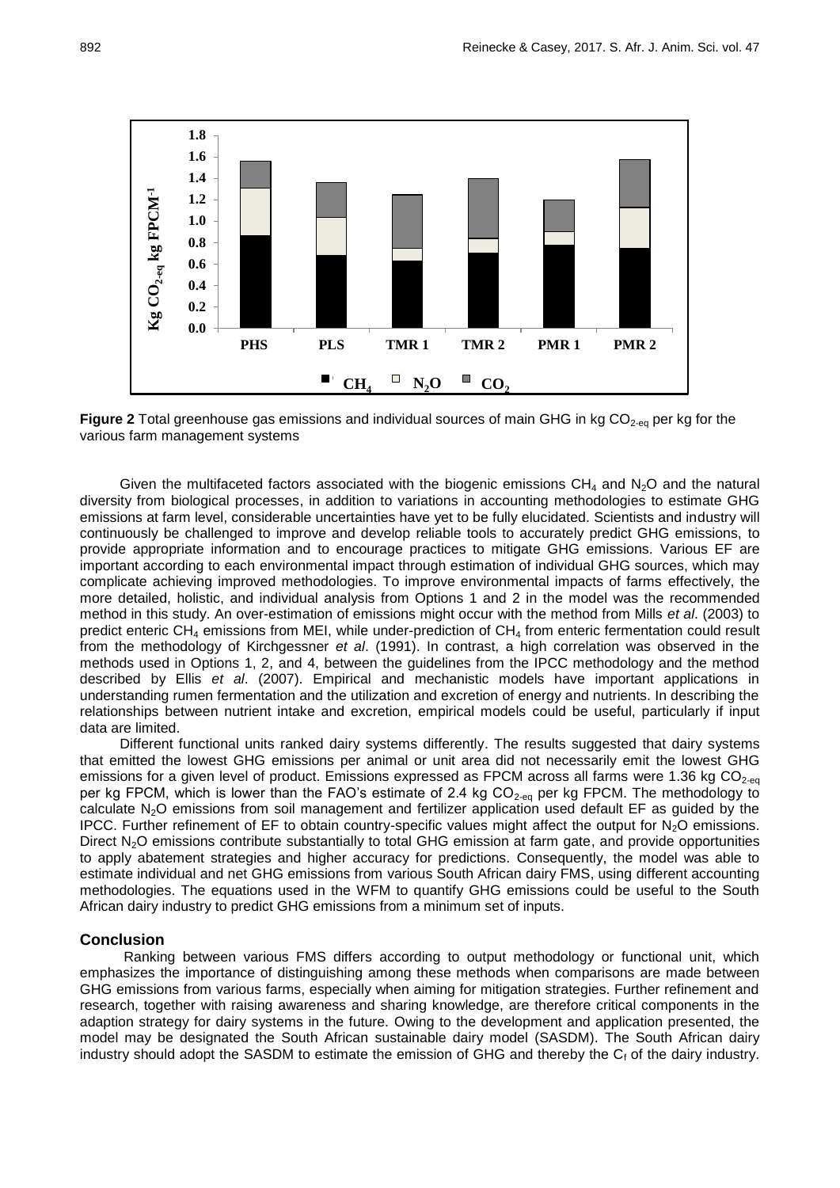**Figure 2** Total greenhouse gas emissions and individual sources of main GHG in kg $CO_{2\text{-eq}}$ per kg for the various farm management systems

Given the multifaceted factors associated with the biogenic emissions $CH_4$ and $N_2O$ and the natural diversity from biological processes, in addition to variations in accounting methodologies to estimate GHG emissions at farm level, considerable uncertainties have yet to be fully elucidated. Scientists and industry will continuously be challenged to improve and develop reliable tools to accurately predict GHG emissions, to provide appropriate information and to encourage practices to mitigate GHG emissions. Various EF are important according to each environmental impact through estimation of individual GHG sources, which may complicate achieving improved methodologies. To improve environmental impacts of farms effectively, the more detailed, holistic, and individual analysis from Options 1 and 2 in the model was the recommended method in this study. An over-estimation of emissions might occur with the method from Mills *et al*. (2003) to predict enteric $CH_4$ emissions from MEI, while under-prediction of $CH_4$ from enteric fermentation could result from the methodology of Kirchgessner *et al*. (1991). In contrast, a high correlation was observed in the methods used in Options 1, 2, and 4, between the guidelines from the IPCC methodology and the method described by Ellis *et al*. (2007). Empirical and mechanistic models have important applications in understanding rumen fermentation and the utilization and excretion of energy and nutrients. In describing the relationships between nutrient intake and excretion, empirical models could be useful, particularly if input data are limited.

Different functional units ranked dairy systems differently. The results suggested that dairy systems that emitted the lowest GHG emissions per animal or unit area did not necessarily emit the lowest GHG emissions for a given level of product. Emissions expressed as FPCM across all farms were 1.36 kg $CO_{2\text{-eq}}$ per kg FPCM, which is lower than the FAO's estimate of 2.4 kg $CO_{2\text{-eq}}$ per kg FPCM. The methodology to calculate $N_2O$ emissions from soil management and fertilizer application used default EF as guided by the IPCC. Further refinement of EF to obtain country-specific values might affect the output for $N_2O$ emissions. Direct $N_2O$ emissions contribute substantially to total GHG emission at farm gate, and provide opportunities to apply abatement strategies and higher accuracy for predictions. Consequently, the model was able to estimate individual and net GHG emissions from various South African dairy FMS, using different accounting methodologies. The equations used in the WFM to quantify GHG emissions could be useful to the South African dairy industry to predict GHG emissions from a minimum set of inputs.

## Conclusion

Ranking between various FMS differs according to output methodology or functional unit, which emphasizes the importance of distinguishing among these methods when comparisons are made between GHG emissions from various farms, especially when aiming for mitigation strategies. Further refinement and research, together with raising awareness and sharing knowledge, are therefore critical components in the adaption strategy for dairy systems in the future. Owing to the development and application presented, the model may be designated the South African sustainable dairy model (SASDM). The South African dairy industry should adopt the SASDM to estimate the emission of GHG and thereby the $C_f$ of the dairy industry.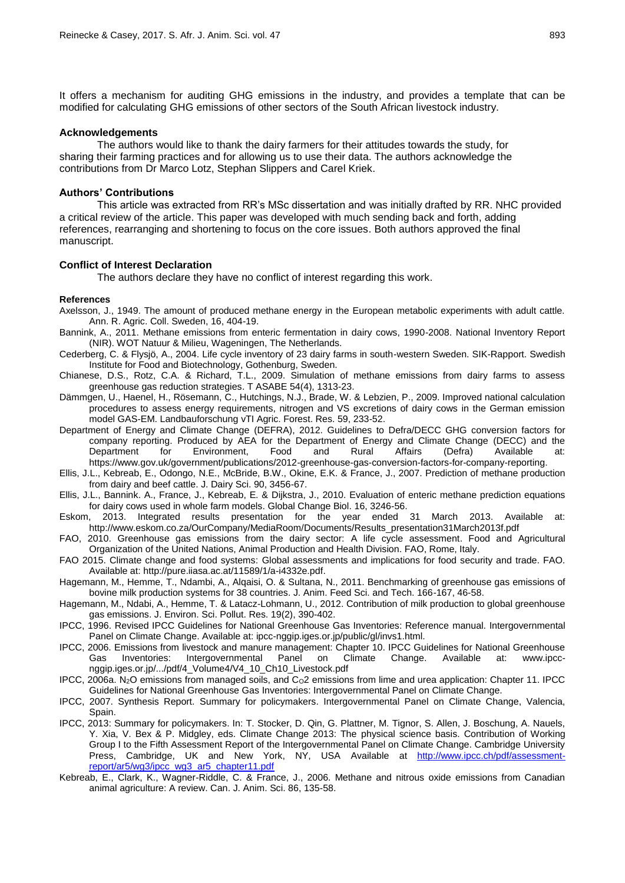It offers a mechanism for auditing GHG emissions in the industry, and provides a template that can be modified for calculating GHG emissions of other sectors of the South African livestock industry.

### Acknowledgements

The authors would like to thank the dairy farmers for their attitudes towards the study, for sharing their farming practices and for allowing us to use their data. The authors acknowledge the contributions from Dr Marco Lotz, Stephan Slippers and Carel Kriek.

### Authors' Contributions

This article was extracted from RR's MSc dissertation and was initially drafted by RR. NHC provided a critical review of the article. This paper was developed with much sending back and forth, adding references, rearranging and shortening to focus on the core issues. Both authors approved the final manuscript.

### Conflict of Interest Declaration

The authors declare they have no conflict of interest regarding this work.

### References

Axelsson, J., 1949. The amount of produced methane energy in the European metabolic experiments with adult cattle. Ann. R. Agric. Coll. Sweden, 16, 404-19.

Bannink, A., 2011. Methane emissions from enteric fermentation in dairy cows, 1990-2008. National Inventory Report (NIR). WOT Natuur & Milieu, Wageningen, The Netherlands.

Cederberg, C. & Flysjö, A., 2004. Life cycle inventory of 23 dairy farms in south-western Sweden. SIK-Rapport. Swedish Institute for Food and Biotechnology, Gothenburg, Sweden.

Chianese, D.S., Rotz, C.A. & Richard, T.L., 2009. Simulation of methane emissions from dairy farms to assess greenhouse gas reduction strategies. T ASABE 54(4), 1313-23.

Dämmgen, U., Haenel, H., Rösemann, C., Hutchings, N.J., Brade, W. & Lebzien, P., 2009. Improved national calculation procedures to assess energy requirements, nitrogen and VS excretions of dairy cows in the German emission model GAS-EM. Landbauforschung vTI Agric. Forest. Res. 59, 233-52.

Department of Energy and Climate Change (DEFRA), 2012. Guidelines to Defra/DECC GHG conversion factors for company reporting. Produced by AEA for the Department of Energy and Climate Change (DECC) and the Department for Environment, Food and Rural Affairs (Defra) Available at: https://www.gov.uk/government/publications/2012-greenhouse-gas-conversion-factors-for-company-reporting.

Ellis, J.L., Kebreab, E., Odongo, N.E., McBride, B.W., Okine, E.K. & France, J., 2007. Prediction of methane production from dairy and beef cattle. J. Dairy Sci. 90, 3456-67.

Ellis, J.L., Bannink. A., France, J., Kebreab, E. & Dijkstra, J., 2010. Evaluation of enteric methane prediction equations for dairy cows used in whole farm models. Global Change Biol. 16, 3246-56.

Eskom, 2013. Integrated results presentation for the year ended 31 March 2013. Available at: http://www.eskom.co.za/OurCompany/MediaRoom/Documents/Results_presentation31March2013f.pdf

FAO, 2010. Greenhouse gas emissions from the dairy sector: A life cycle assessment. Food and Agricultural Organization of the United Nations, Animal Production and Health Division. FAO, Rome, Italy.

FAO 2015. Climate change and food systems: Global assessments and implications for food security and trade. FAO. Available at: http://pure.iiasa.ac.at/11589/1/a-i4332e.pdf.

Hagemann, M., Hemme, T., Ndambi, A., Alqaisi, O. & Sultana, N., 2011. Benchmarking of greenhouse gas emissions of bovine milk production systems for 38 countries. J. Anim. Feed Sci. and Tech. 166-167, 46-58.

Hagemann, M., Ndabi, A., Hemme, T. & Latacz-Lohmann, U., 2012. Contribution of milk production to global greenhouse gas emissions. J. Environ. Sci. Pollut. Res. 19(2), 390-402.

IPCC, 1996. Revised IPCC Guidelines for National Greenhouse Gas Inventories: Reference manual. Intergovernmental Panel on Climate Change. Available at: ipcc-nggip.iges.or.jp/public/gl/invs1.html.

IPCC, 2006. Emissions from livestock and manure management: Chapter 10. IPCC Guidelines for National Greenhouse Gas Inventories: Intergovernmental Panel on Climate Change. Available at: www.ipcc-nggip.iges.or.jp/.../pdf/4_Volume4/V4_10_Ch10_Livestock.pdf

IPCC, 2006a. $N_2O$ emissions from managed soils, and $CO_2$ emissions from lime and urea application: Chapter 11. IPCC Guidelines for National Greenhouse Gas Inventories: Intergovernmental Panel on Climate Change.

IPCC, 2007. Synthesis Report. Summary for policymakers. Intergovernmental Panel on Climate Change, Valencia, Spain.

IPCC, 2013: Summary for policymakers. In: T. Stocker, D. Qin, G. Plattner, M. Tignor, S. Allen, J. Boschung, A. Nauels, Y. Xia, V. Bex & P. Midgley, eds. Climate Change 2013: The physical science basis. Contribution of Working Group I to the Fifth Assessment Report of the Intergovernmental Panel on Climate Change. Cambridge University Press, Cambridge, UK and New York, NY, USA Available at http://www.ipcc.ch/pdf/assessment-report/ar5/wg3/ipcc_wg3_ar5_chapter11.pdf

Kebreab, E., Clark, K., Wagner-Riddle, C. & France, J., 2006. Methane and nitrous oxide emissions from Canadian animal agriculture: A review. Can. J. Anim. Sci. 86, 135-58.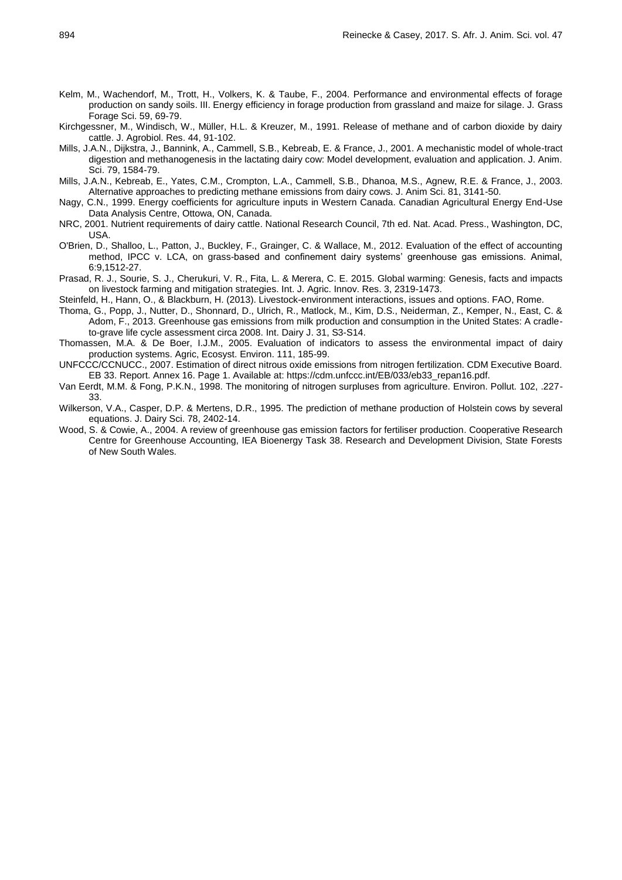Kelm, M., Wachendorf, M., Trott, H., Volkers, K. & Taube, F., 2004. Performance and environmental effects of forage production on sandy soils. III. Energy efficiency in forage production from grassland and maize for silage. J. Grass Forage Sci. 59, 69-79.

Kirchgessner, M., Windisch, W., Müller, H.L. & Kreuzer, M., 1991. Release of methane and of carbon dioxide by dairy cattle. J. Agrobiol. Res. 44, 91-102.

Mills, J.A.N., Dijkstra, J., Bannink, A., Cammell, S.B., Kebreab, E. & France, J., 2001. A mechanistic model of whole-tract digestion and methanogenesis in the lactating dairy cow: Model development, evaluation and application. J. Anim. Sci. 79, 1584-79.

Mills, J.A.N., Kebreab, E., Yates, C.M., Crompton, L.A., Cammell, S.B., Dhanoa, M.S., Agnew, R.E. & France, J., 2003. Alternative approaches to predicting methane emissions from dairy cows. J. Anim Sci. 81, 3141-50.

Nagy, C.N., 1999. Energy coefficients for agriculture inputs in Western Canada. Canadian Agricultural Energy End-Use Data Analysis Centre, Ottowa, ON, Canada.

NRC, 2001. Nutrient requirements of dairy cattle. National Research Council, 7th ed. Nat. Acad. Press., Washington, DC, USA.

O'Brien, D., Shalloo, L., Patton, J., Buckley, F., Grainger, C. & Wallace, M., 2012. Evaluation of the effect of accounting method, IPCC v. LCA, on grass-based and confinement dairy systems' greenhouse gas emissions. Animal, 6:9,1512-27.

Prasad, R. J., Sourie, S. J., Cherukuri, V. R., Fita, L. & Merera, C. E. 2015. Global warming: Genesis, facts and impacts on livestock farming and mitigation strategies. Int. J. Agric. Innov. Res. 3, 2319-1473.

Steinfeld, H., Hann, O., & Blackburn, H. (2013). Livestock-environment interactions, issues and options. FAO, Rome.

Thoma, G., Popp, J., Nutter, D., Shonnard, D., Ulrich, R., Matlock, M., Kim, D.S., Neiderman, Z., Kemper, N., East, C. & Adom, F., 2013. Greenhouse gas emissions from milk production and consumption in the United States: A cradle-to-grave life cycle assessment circa 2008. Int. Dairy J. 31, S3-S14.

Thomassen, M.A. & De Boer, I.J.M., 2005. Evaluation of indicators to assess the environmental impact of dairy production systems. Agric, Ecosyst. Environ. 111, 185-99.

UNFCCC/CCNUCC., 2007. Estimation of direct nitrous oxide emissions from nitrogen fertilization. CDM Executive Board. EB 33. Report. Annex 16. Page 1. Available at: https://cdm.unfccc.int/EB/033/eb33_repan16.pdf.

Van Eerdt, M.M. & Fong, P.K.N., 1998. The monitoring of nitrogen surpluses from agriculture. Environ. Pollut. 102, .227-33.

Wilkerson, V.A., Casper, D.P. & Mertens, D.R., 1995. The prediction of methane production of Holstein cows by several equations. J. Dairy Sci. 78, 2402-14.

Wood, S. & Cowie, A., 2004. A review of greenhouse gas emission factors for fertiliser production. Cooperative Research Centre for Greenhouse Accounting, IEA Bioenergy Task 38. Research and Development Division, State Forests of New South Wales.